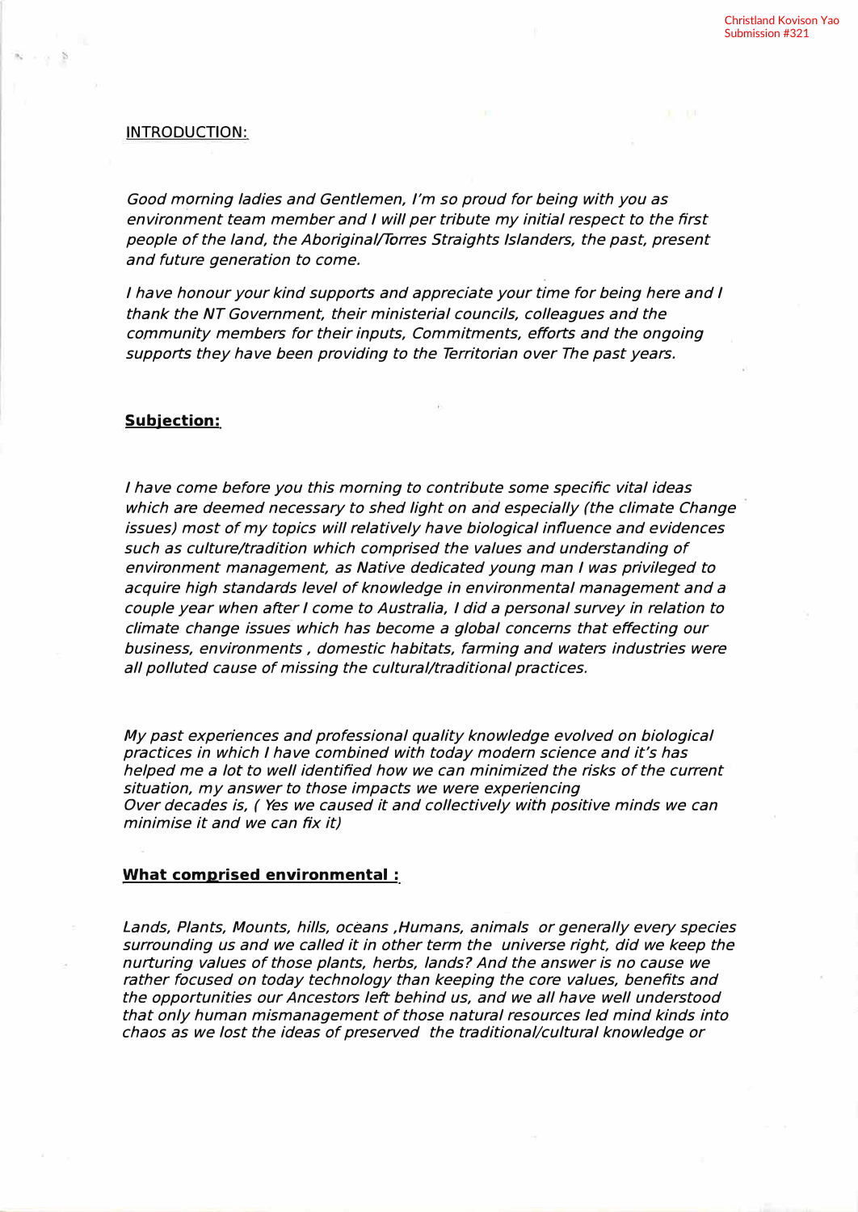Christland Kovison Yao
Submission #321

## INTRODUCTION:

*Good morning ladies and Gentlemen, I'm so proud for being with you as environment team member and I will per tribute my initial respect to the first people of the land, the Aboriginal/Torres Straights Islanders, the past, present and future generation to come.*

*I have honour your kind supports and appreciate your time for being here and I thank the NT Government, their ministerial councils, colleagues and the community members for their inputs, Commitments, efforts and the ongoing supports they have been providing to the Territorian over The past years.*

## Subjection:

*I have come before you this morning to contribute some specific vital ideas which are deemed necessary to shed light on and especially (the climate Change issues) most of my topics will relatively have biological influence and evidences such as culture/tradition which comprised the values and understanding of environment management, as Native dedicated young man I was privileged to acquire high standards level of knowledge in environmental management and a couple year when after I come to Australia, I did a personal survey in relation to climate change issues which has become a global concerns that effecting our business, environments , domestic habitats, farming and waters industries were all polluted cause of missing the cultural/traditional practices.*

*My past experiences and professional quality knowledge evolved on biological practices in which I have combined with today modern science and it's has helped me a lot to well identified how we can minimized the risks of the current situation, my answer to those impacts we were experiencing Over decades is, ( Yes we caused it and collectively with positive minds we can minimise it and we can fix it)*

## What comprised environmental :

*Lands, Plants, Mounts, hills, oceans ,Humans, animals or generally every species surrounding us and we called it in other term the universe right, did we keep the nurturing values of those plants, herbs, lands? And the answer is no cause we rather focused on today technology than keeping the core values, benefits and the opportunities our Ancestors left behind us, and we all have well understood that only human mismanagement of those natural resources led mind kinds into chaos as we lost the ideas of preserved the traditional/cultural knowledge or*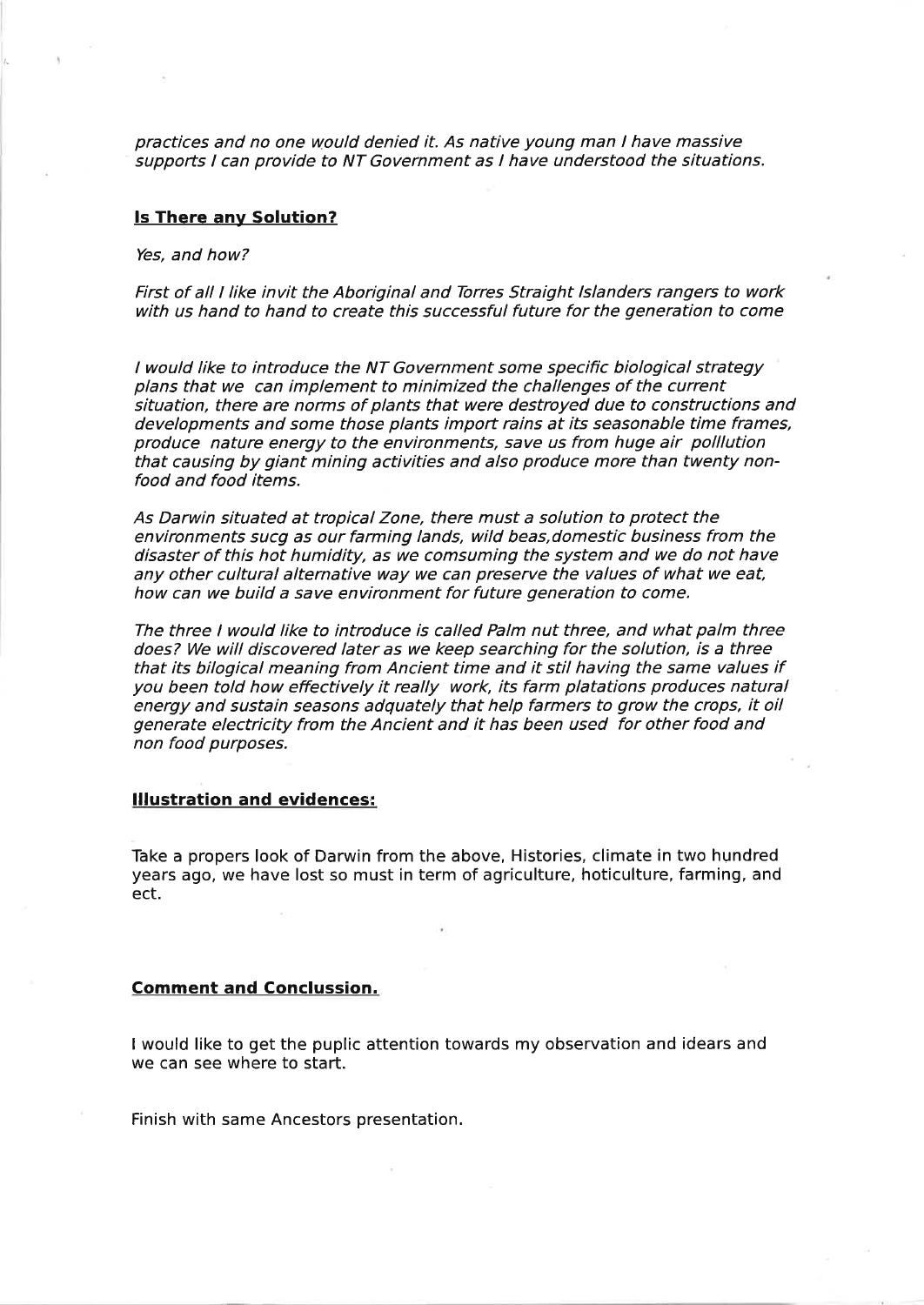*practices and no one would denied it. As native young man I have massive supports I can provide to NT Government as I have understood the situations.*

**Is There any Solution?**

*Yes, and how?*

*First of all I like invit the Aboriginal and Torres Straight Islanders rangers to work with us hand to hand to create this successful future for the generation to come*

*I would like to introduce the NT Government some specific biological strategy plans that we can implement to minimized the challenges of the current situation, there are norms of plants that were destroyed due to constructions and developments and some those plants import rains at its seasonable time frames, produce nature energy to the environments, save us from huge air polllution that causing by giant mining activities and also produce more than twenty non-food and food items.*

*As Darwin situated at tropical Zone, there must a solution to protect the environments sucg as our farming lands, wild beas,domestic business from the disaster of this hot humidity, as we comsuming the system and we do not have any other cultural alternative way we can preserve the values of what we eat, how can we build a save environment for future generation to come.*

*The three I would like to introduce is called Palm nut three, and what palm three does? We will discovered later as we keep searching for the solution, is a three that its bilogical meaning from Ancient time and it stil having the same values if you been told how effectively it really work, its farm platations produces natural energy and sustain seasons adquately that help farmers to grow the crops, it oil generate electricity from the Ancient and it has been used for other food and non food purposes.*

**Illustration and evidences:**

Take a propers look of Darwin from the above, Histories, climate in two hundred years ago, we have lost so must in term of agriculture, hoticulture, farming, and ect.

**Comment and Conclussion.**

I would like to get the puplic attention towards my observation and idears and we can see where to start.

Finish with same Ancestors presentation.